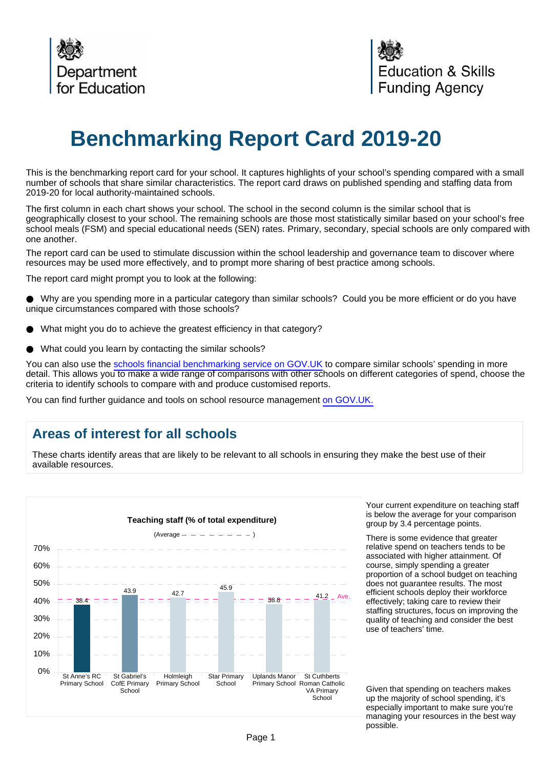Department for Education

Education & Skills Funding Agency

# Benchmarking Report Card 2019-20

This is the benchmarking report card for your school. It captures highlights of your school's spending compared with a small number of schools that share similar characteristics. The report card draws on published spending and staffing data from 2019-20 for local authority-maintained schools.

The first column in each chart shows your school. The school in the second column is the similar school that is geographically closest to your school. The remaining schools are those most statistically similar based on your school's free school meals (FSM) and special educational needs (SEN) rates. Primary, secondary, special schools are only compared with one another.

The report card can be used to stimulate discussion within the school leadership and governance team to discover where resources may be used more effectively, and to prompt more sharing of best practice among schools.

The report card might prompt you to look at the following:

- Why are you spending more in a particular category than similar schools? Could you be more efficient or do you have unique circumstances compared with those schools?
- What might you do to achieve the greatest efficiency in that category?
- What could you learn by contacting the similar schools?

You can also use the [schools financial benchmarking service on GOV.UK](#) to compare similar schools' spending in more detail. This allows you to make a wide range of comparisons with other schools on different categories of spend, choose the criteria to identify schools to compare with and produce customised reports.

You can find further guidance and tools on school resource management [on GOV.UK.](#)

## Areas of interest for all schools

These charts identify areas that are likely to be relevant to all schools in ensuring they make the best use of their available resources.

**Teaching staff (% of total expenditure)**

(Average – – – – – – – – )

| School | Teaching staff (% of total expenditure) |
| --- | --- |
| St Anne's RC Primary School | 38.4 |
| St Gabriel's CofE Primary School | 43.9 |
| Holmleigh Primary School | 42.7 |
| Star Primary School | 45.9 |
| Uplands Manor Primary School | 38.8 |
| St Cuthberts Roman Catholic VA Primary School | 41.2 |

Your current expenditure on teaching staff is below the average for your comparison group by 3.4 percentage points.

There is some evidence that greater relative spend on teachers tends to be associated with higher attainment. Of course, simply spending a greater proportion of a school budget on teaching does not guarantee results. The most efficient schools deploy their workforce effectively; taking care to review their staffing structures, focus on improving the quality of teaching and consider the best use of teachers' time.

Given that spending on teachers makes up the majority of school spending, it's especially important to make sure you're managing your resources in the best way possible.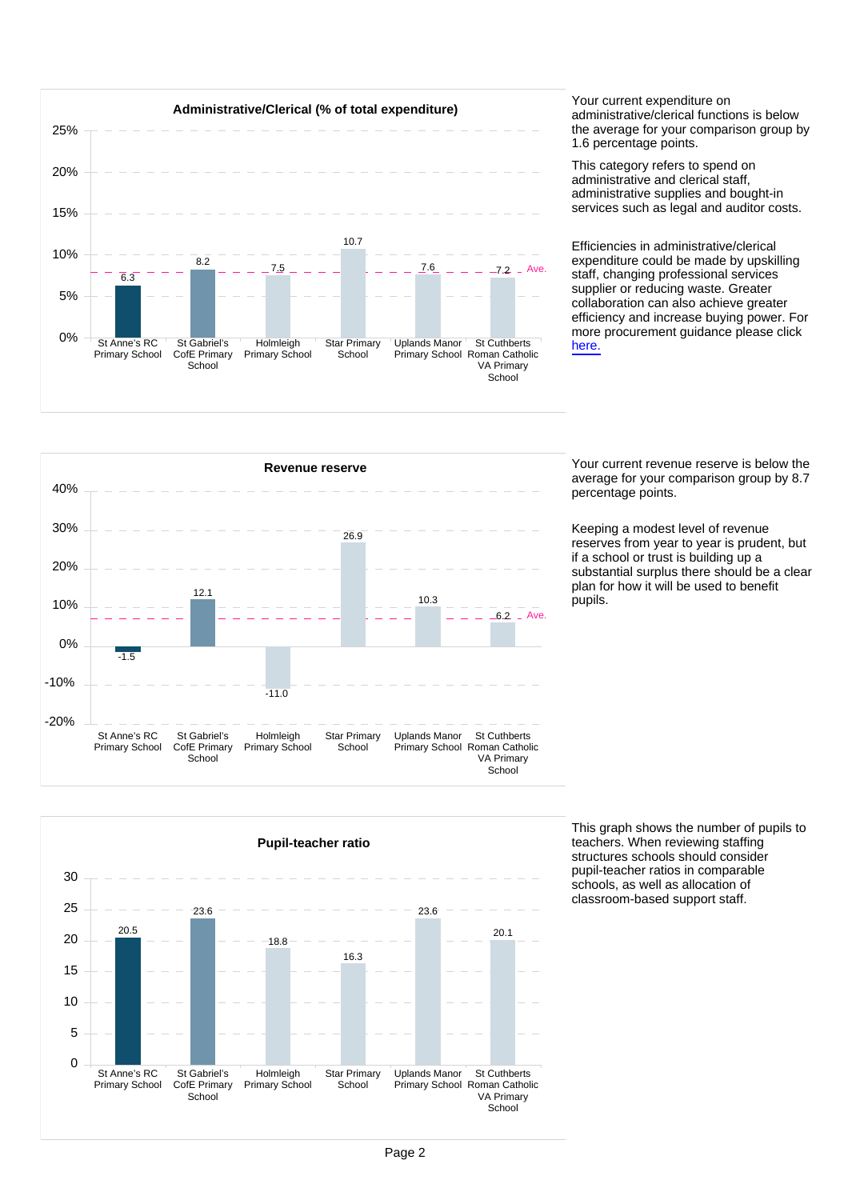## Administrative/Clerical (% of total expenditure)

| School | Administrative/Clerical (% of total expenditure) |
|---|---|
| St Anne's RC Primary School | 6.3 |
| St Gabriel's CofE Primary School | 8.2 |
| Holmleigh Primary School | 7.5 |
| Star Primary School | 10.7 |
| Uplands Manor Primary School | 7.6 |
| St Cuthberts Roman Catholic VA Primary School | 7.2 |

Your current expenditure on administrative/clerical functions is below the average for your comparison group by 1.6 percentage points.

This category refers to spend on administrative and clerical staff, administrative supplies and bought-in services such as legal and auditor costs.

Efficiencies in administrative/clerical expenditure could be made by upskilling staff, changing professional services supplier or reducing waste. Greater collaboration can also achieve greater efficiency and increase buying power. For more procurement guidance please click here.

## Revenue reserve

| School | Revenue reserve (%) |
|---|---|
| St Anne's RC Primary School | -1.5 |
| St Gabriel's CofE Primary School | 12.1 |
| Holmleigh Primary School | -11.0 |
| Star Primary School | 26.9 |
| Uplands Manor Primary School | 10.3 |
| St Cuthberts Roman Catholic VA Primary School | 6.2 |

Your current revenue reserve is below the average for your comparison group by 8.7 percentage points.

Keeping a modest level of revenue reserves from year to year is prudent, but if a school or trust is building up a substantial surplus there should be a clear plan for how it will be used to benefit pupils.

## Pupil-teacher ratio

| School | Pupil-teacher ratio |
|---|---|
| St Anne's RC Primary School | 20.5 |
| St Gabriel's CofE Primary School | 23.6 |
| Holmleigh Primary School | 18.8 |
| Star Primary School | 16.3 |
| Uplands Manor Primary School | 23.6 |
| St Cuthberts Roman Catholic VA Primary School | 20.1 |

This graph shows the number of pupils to teachers. When reviewing staffing structures schools should consider pupil-teacher ratios in comparable schools, as well as allocation of classroom-based support staff.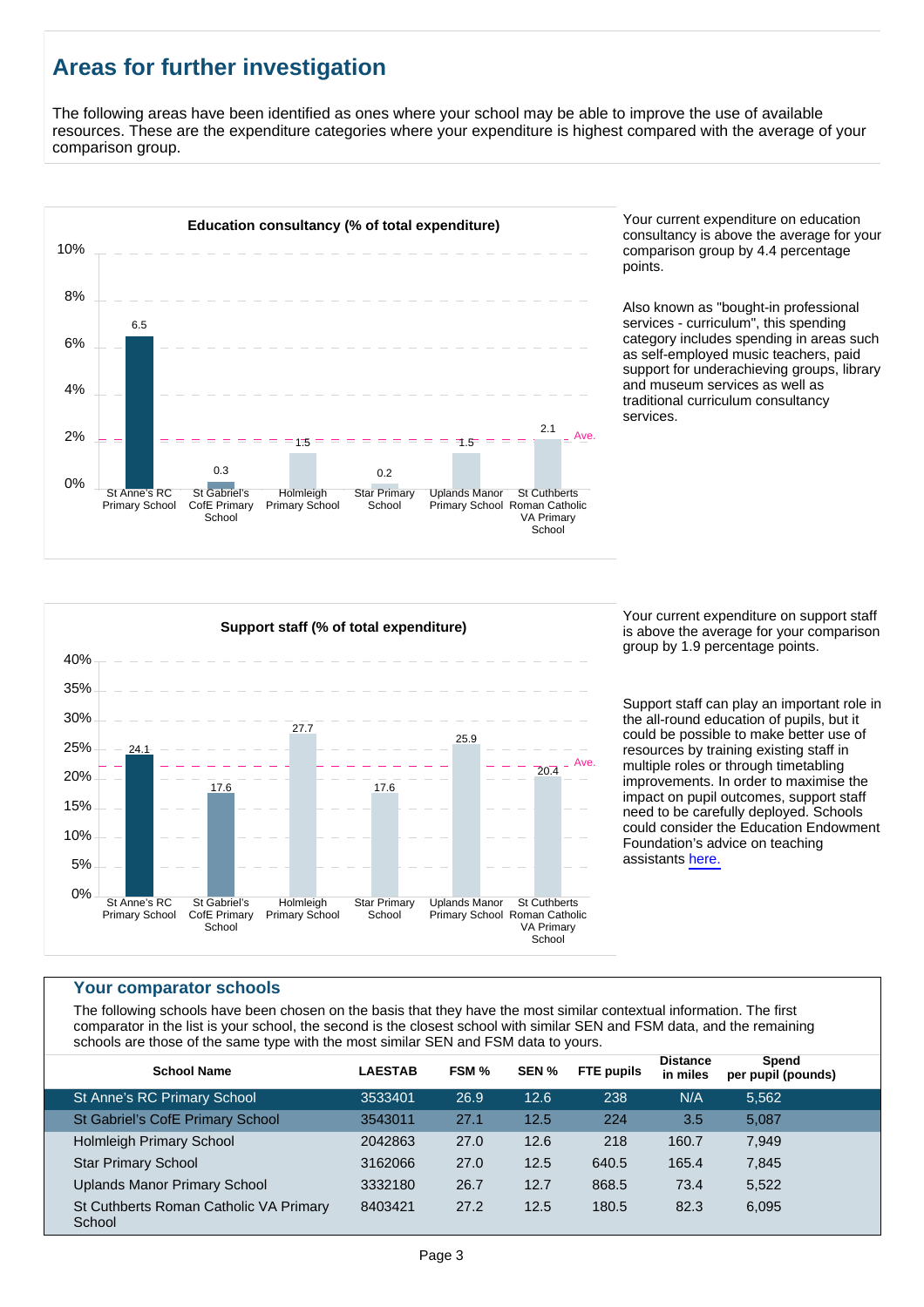## Areas for further investigation

The following areas have been identified as ones where your school may be able to improve the use of available resources. These are the expenditure categories where your expenditure is highest compared with the average of your comparison group.

**Education consultancy (% of total expenditure)**

| School | % |
|---|---|
| St Anne's RC Primary School | 6.5 |
| St Gabriel's CofE Primary School | 0.3 |
| Holmleigh Primary School | 1.5 |
| Star Primary School | 0.2 |
| Uplands Manor Primary School | 1.5 |
| St Cuthberts Roman Catholic VA Primary School | 2.1 |

Your current expenditure on education consultancy is above the average for your comparison group by 4.4 percentage points.

Also known as "bought-in professional services - curriculum", this spending category includes spending in areas such as self-employed music teachers, paid support for underachieving groups, library and museum services as well as traditional curriculum consultancy services.

**Support staff (% of total expenditure)**

| School | % |
|---|---|
| St Anne's RC Primary School | 24.1 |
| St Gabriel's CofE Primary School | 17.6 |
| Holmleigh Primary School | 27.7 |
| Star Primary School | 17.6 |
| Uplands Manor Primary School | 25.9 |
| St Cuthberts Roman Catholic VA Primary School | 20.4 |

Your current expenditure on support staff is above the average for your comparison group by 1.9 percentage points.

Support staff can play an important role in the all-round education of pupils, but it could be possible to make better use of resources by training existing staff in multiple roles or through timetabling improvements. In order to maximise the impact on pupil outcomes, support staff need to be carefully deployed. Schools could consider the Education Endowment Foundation's advice on teaching assistants here.

### Your comparator schools

The following schools have been chosen on the basis that they have the most similar contextual information. The first comparator in the list is your school, the second is the closest school with similar SEN and FSM data, and the remaining schools are those of the same type with the most similar SEN and FSM data to yours.

| School Name | LAESTAB | FSM % | SEN % | FTE pupils | Distance in miles | Spend per pupil (pounds) |
|---|---|---|---|---|---|---|
| St Anne's RC Primary School | 3533401 | 26.9 | 12.6 | 238 | N/A | 5,562 |
| St Gabriel's CofE Primary School | 3543011 | 27.1 | 12.5 | 224 | 3.5 | 5,087 |
| Holmleigh Primary School | 2042863 | 27.0 | 12.6 | 218 | 160.7 | 7,949 |
| Star Primary School | 3162066 | 27.0 | 12.5 | 640.5 | 165.4 | 7,845 |
| Uplands Manor Primary School | 3332180 | 26.7 | 12.7 | 868.5 | 73.4 | 5,522 |
| St Cuthberts Roman Catholic VA Primary School | 8403421 | 27.2 | 12.5 | 180.5 | 82.3 | 6,095 |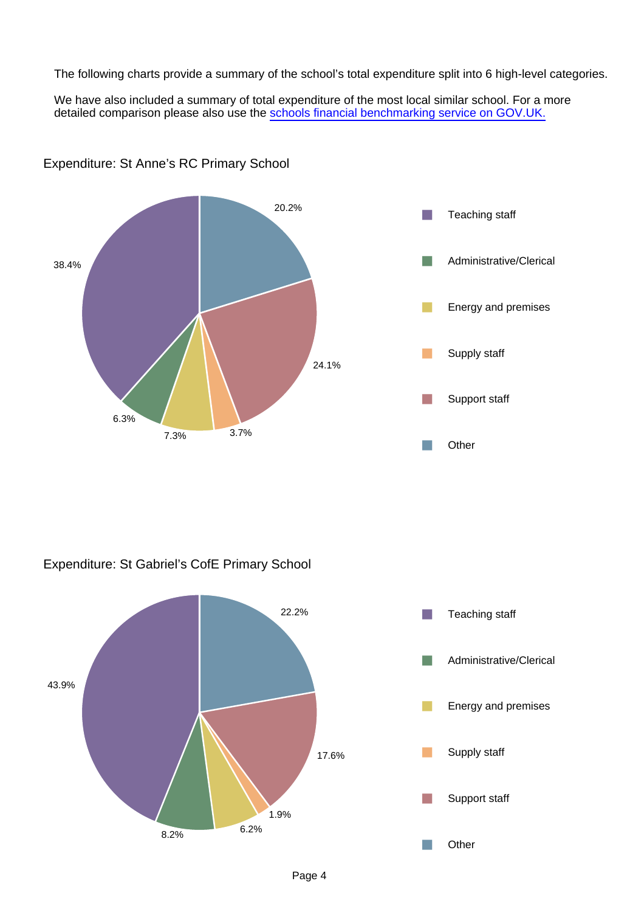The following charts provide a summary of the school's total expenditure split into 6 high-level categories.

We have also included a summary of total expenditure of the most local similar school. For a more detailed comparison please also use the [schools financial benchmarking service on GOV.UK.](https://schools-financial-benchmarking.service.gov.uk)

## Expenditure: St Anne's RC Primary School

20.2%
24.1%
3.7%
7.3%
6.3%
38.4%

Teaching staff
Administrative/Clerical
Energy and premises
Supply staff
Support staff
Other

## Expenditure: St Gabriel's CofE Primary School

22.2%
17.6%
1.9%
6.2%
8.2%
43.9%

Teaching staff
Administrative/Clerical
Energy and premises
Supply staff
Support staff
Other